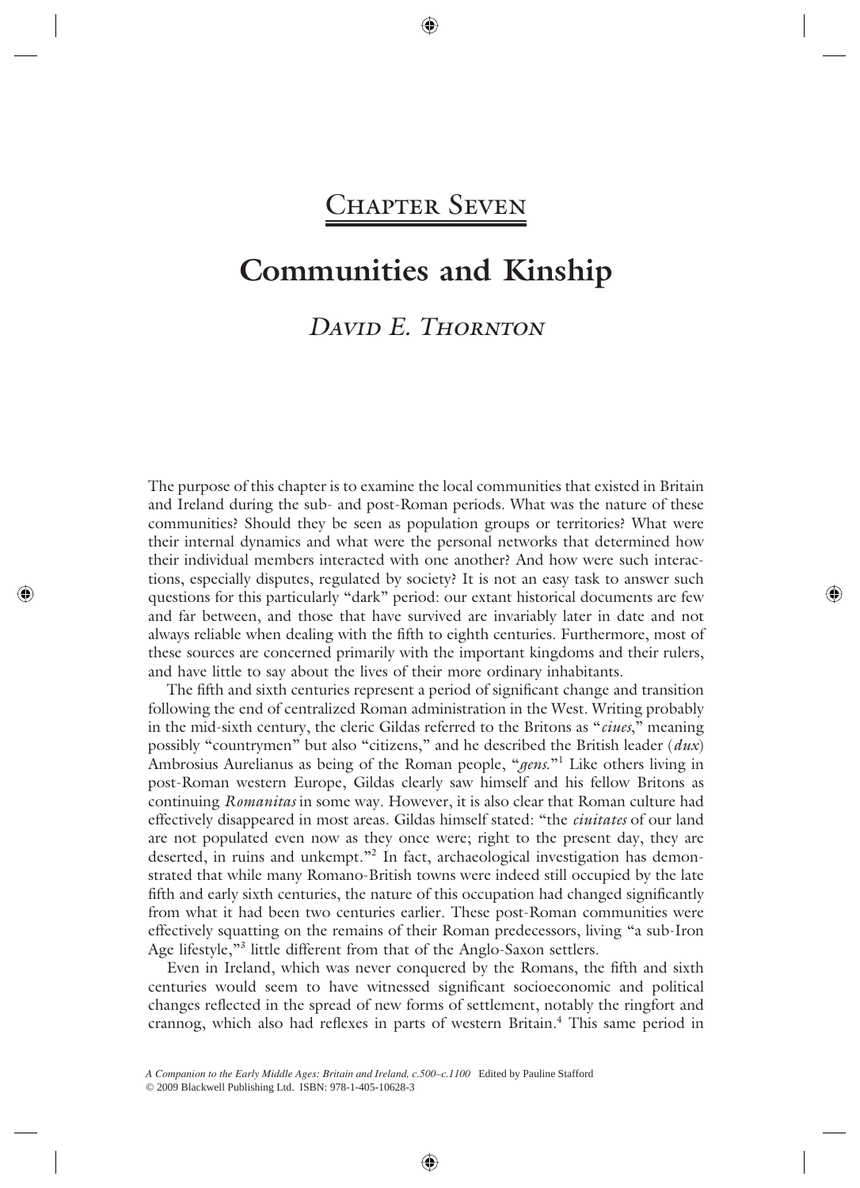# Chapter Seven

# Communities and Kinship

## *David E. Thornton*

The purpose of this chapter is to examine the local communities that existed in Britain and Ireland during the sub- and post-Roman periods. What was the nature of these communities? Should they be seen as population groups or territories? What were their internal dynamics and what were the personal networks that determined how their individual members interacted with one another? And how were such interactions, especially disputes, regulated by society? It is not an easy task to answer such questions for this particularly "dark" period: our extant historical documents are few and far between, and those that have survived are invariably later in date and not always reliable when dealing with the fifth to eighth centuries. Furthermore, most of these sources are concerned primarily with the important kingdoms and their rulers, and have little to say about the lives of their more ordinary inhabitants.

The fifth and sixth centuries represent a period of significant change and transition following the end of centralized Roman administration in the West. Writing probably in the mid-sixth century, the cleric Gildas referred to the Britons as "*ciues*," meaning possibly "countrymen" but also "citizens," and he described the British leader (*dux*) Ambrosius Aurelianus as being of the Roman people, "*gens*."[1] Like others living in post-Roman western Europe, Gildas clearly saw himself and his fellow Britons as continuing *Romanitas* in some way. However, it is also clear that Roman culture had effectively disappeared in most areas. Gildas himself stated: "the *ciuitates* of our land are not populated even now as they once were; right to the present day, they are deserted, in ruins and unkempt."[2] In fact, archaeological investigation has demonstrated that while many Romano-British towns were indeed still occupied by the late fifth and early sixth centuries, the nature of this occupation had changed significantly from what it had been two centuries earlier. These post-Roman communities were effectively squatting on the remains of their Roman predecessors, living "a sub-Iron Age lifestyle,"[3] little different from that of the Anglo-Saxon settlers.

Even in Ireland, which was never conquered by the Romans, the fifth and sixth centuries would seem to have witnessed significant socioeconomic and political changes reflected in the spread of new forms of settlement, notably the ringfort and crannog, which also had reflexes in parts of western Britain.[4] This same period in

*A Companion to the Early Middle Ages: Britain and Ireland, c.500–c.1100* Edited by Pauline Stafford
© 2009 Blackwell Publishing Ltd. ISBN: 978-1-405-10628-3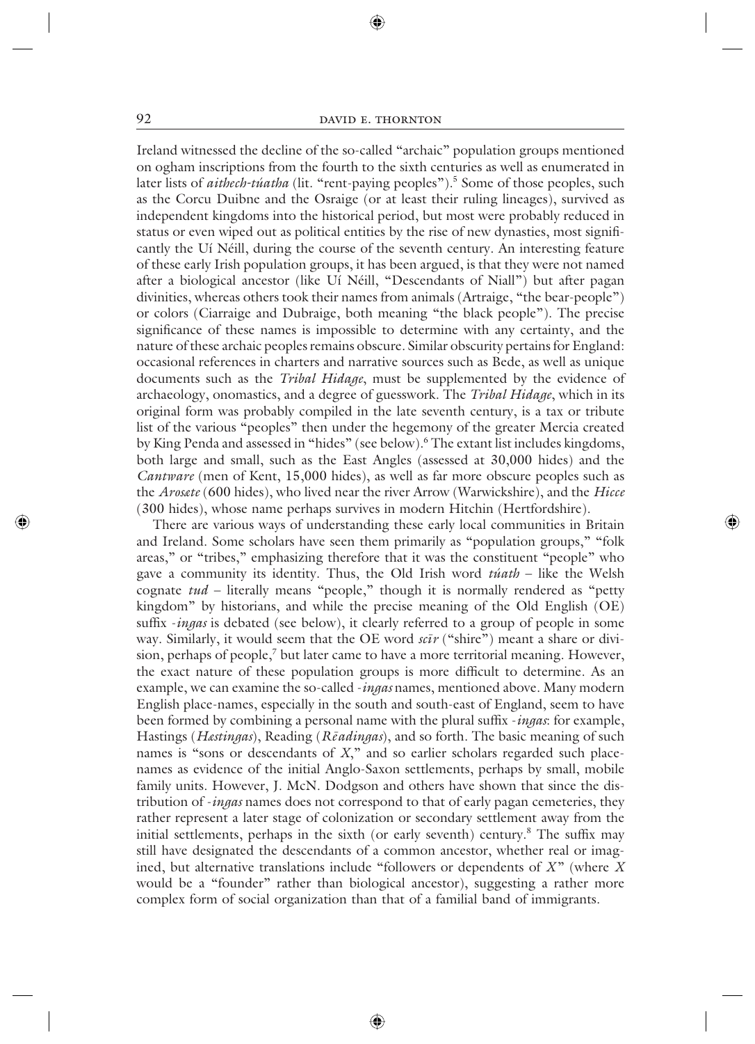Ireland witnessed the decline of the so-called "archaic" population groups mentioned on ogham inscriptions from the fourth to the sixth centuries as well as enumerated in later lists of *aithech-túatha* (lit. "rent-paying peoples").[5] Some of those peoples, such as the Corcu Duibne and the Osraige (or at least their ruling lineages), survived as independent kingdoms into the historical period, but most were probably reduced in status or even wiped out as political entities by the rise of new dynasties, most significantly the Uí Néill, during the course of the seventh century. An interesting feature of these early Irish population groups, it has been argued, is that they were not named after a biological ancestor (like Uí Néill, "Descendants of Niall") but after pagan divinities, whereas others took their names from animals (Artraige, "the bear-people") or colors (Ciarraige and Dubraige, both meaning "the black people"). The precise significance of these names is impossible to determine with any certainty, and the nature of these archaic peoples remains obscure. Similar obscurity pertains for England: occasional references in charters and narrative sources such as Bede, as well as unique documents such as the *Tribal Hidage*, must be supplemented by the evidence of archaeology, onomastics, and a degree of guesswork. The *Tribal Hidage*, which in its original form was probably compiled in the late seventh century, is a tax or tribute list of the various "peoples" then under the hegemony of the greater Mercia created by King Penda and assessed in "hides" (see below).[6] The extant list includes kingdoms, both large and small, such as the East Angles (assessed at 30,000 hides) and the *Cantware* (men of Kent, 15,000 hides), as well as far more obscure peoples such as the *Arosæte* (600 hides), who lived near the river Arrow (Warwickshire), and the *Hicce* (300 hides), whose name perhaps survives in modern Hitchin (Hertfordshire).

There are various ways of understanding these early local communities in Britain and Ireland. Some scholars have seen them primarily as "population groups," "folk areas," or "tribes," emphasizing therefore that it was the constituent "people" who gave a community its identity. Thus, the Old Irish word *túath* – like the Welsh cognate *tud* – literally means "people," though it is normally rendered as "petty kingdom" by historians, and while the precise meaning of the Old English (OE) suffix *-ingas* is debated (see below), it clearly referred to a group of people in some way. Similarly, it would seem that the OE word *scīr* ("shire") meant a share or division, perhaps of people,[7] but later came to have a more territorial meaning. However, the exact nature of these population groups is more difficult to determine. As an example, we can examine the so-called *-ingas* names, mentioned above. Many modern English place-names, especially in the south and south-east of England, seem to have been formed by combining a personal name with the plural suffix *-ingas*: for example, Hastings (*Hæstingas*), Reading (*Rēadingas*), and so forth. The basic meaning of such names is "sons or descendants of *X*," and so earlier scholars regarded such place-names as evidence of the initial Anglo-Saxon settlements, perhaps by small, mobile family units. However, J. McN. Dodgson and others have shown that since the distribution of *-ingas* names does not correspond to that of early pagan cemeteries, they rather represent a later stage of colonization or secondary settlement away from the initial settlements, perhaps in the sixth (or early seventh) century.[8] The suffix may still have designated the descendants of a common ancestor, whether real or imagined, but alternative translations include "followers or dependents of *X*" (where *X* would be a "founder" rather than biological ancestor), suggesting a rather more complex form of social organization than that of a familial band of immigrants.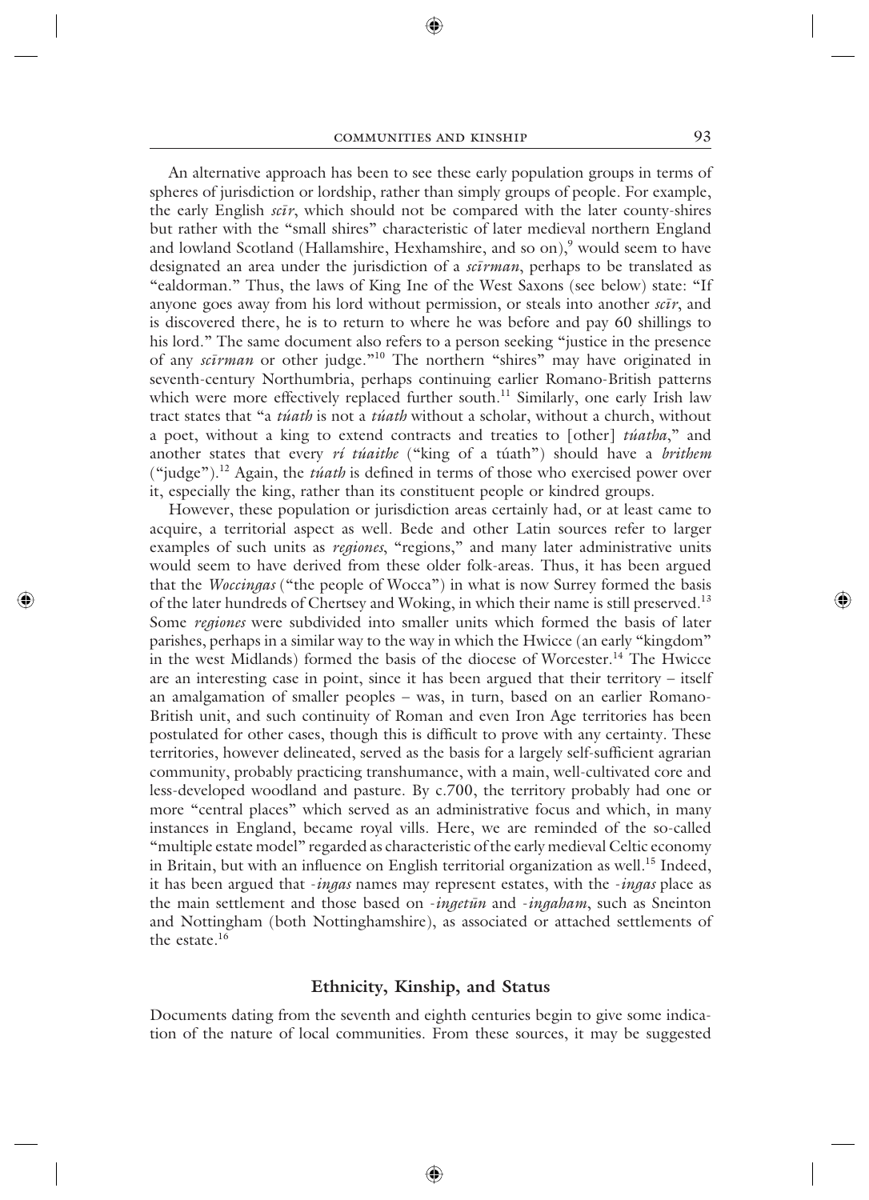An alternative approach has been to see these early population groups in terms of spheres of jurisdiction or lordship, rather than simply groups of people. For example, the early English *scīr*, which should not be compared with the later county-shires but rather with the "small shires" characteristic of later medieval northern England and lowland Scotland (Hallamshire, Hexhamshire, and so on),[9] would seem to have designated an area under the jurisdiction of a *scīrman*, perhaps to be translated as "ealdorman." Thus, the laws of King Ine of the West Saxons (see below) state: "If anyone goes away from his lord without permission, or steals into another *scīr*, and is discovered there, he is to return to where he was before and pay 60 shillings to his lord." The same document also refers to a person seeking "justice in the presence of any *scīrman* or other judge."[10] The northern "shires" may have originated in seventh-century Northumbria, perhaps continuing earlier Romano-British patterns which were more effectively replaced further south.[11] Similarly, one early Irish law tract states that "a *túath* is not a *túath* without a scholar, without a church, without a poet, without a king to extend contracts and treaties to [other] *túatha*," and another states that every *rí túaithe* ("king of a túath") should have a *brithem* ("judge").[12] Again, the *túath* is defined in terms of those who exercised power over it, especially the king, rather than its constituent people or kindred groups.

However, these population or jurisdiction areas certainly had, or at least came to acquire, a territorial aspect as well. Bede and other Latin sources refer to larger examples of such units as *regiones*, "regions," and many later administrative units would seem to have derived from these older folk-areas. Thus, it has been argued that the *Woccingas* ("the people of Wocca") in what is now Surrey formed the basis of the later hundreds of Chertsey and Woking, in which their name is still preserved.[13] Some *regiones* were subdivided into smaller units which formed the basis of later parishes, perhaps in a similar way to the way in which the Hwicce (an early "kingdom" in the west Midlands) formed the basis of the diocese of Worcester.[14] The Hwicce are an interesting case in point, since it has been argued that their territory – itself an amalgamation of smaller peoples – was, in turn, based on an earlier Romano-British unit, and such continuity of Roman and even Iron Age territories has been postulated for other cases, though this is difficult to prove with any certainty. These territories, however delineated, served as the basis for a largely self-sufficient agrarian community, probably practicing transhumance, with a main, well-cultivated core and less-developed woodland and pasture. By c.700, the territory probably had one or more "central places" which served as an administrative focus and which, in many instances in England, became royal vills. Here, we are reminded of the so-called "multiple estate model" regarded as characteristic of the early medieval Celtic economy in Britain, but with an influence on English territorial organization as well.[15] Indeed, it has been argued that *-ingas* names may represent estates, with the *-ingas* place as the main settlement and those based on *-ingetūn* and *-ingaham*, such as Sneinton and Nottingham (both Nottinghamshire), as associated or attached settlements of the estate.[16]

## Ethnicity, Kinship, and Status

Documents dating from the seventh and eighth centuries begin to give some indication of the nature of local communities. From these sources, it may be suggested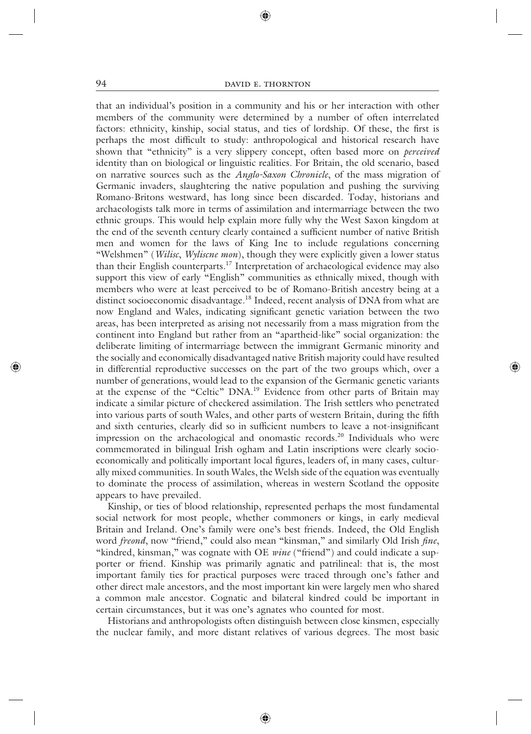that an individual's position in a community and his or her interaction with other members of the community were determined by a number of often interrelated factors: ethnicity, kinship, social status, and ties of lordship. Of these, the first is perhaps the most difficult to study: anthropological and historical research have shown that "ethnicity" is a very slippery concept, often based more on *perceived* identity than on biological or linguistic realities. For Britain, the old scenario, based on narrative sources such as the *Anglo-Saxon Chronicle*, of the mass migration of Germanic invaders, slaughtering the native population and pushing the surviving Romano-Britons westward, has long since been discarded. Today, historians and archaeologists talk more in terms of assimilation and intermarriage between the two ethnic groups. This would help explain more fully why the West Saxon kingdom at the end of the seventh century clearly contained a sufficient number of native British men and women for the laws of King Ine to include regulations concerning "Welshmen" (*Wilisc*, *Wyliscne mon*), though they were explicitly given a lower status than their English counterparts.[17] Interpretation of archaeological evidence may also support this view of early "English" communities as ethnically mixed, though with members who were at least perceived to be of Romano-British ancestry being at a distinct socioeconomic disadvantage.[18] Indeed, recent analysis of DNA from what are now England and Wales, indicating significant genetic variation between the two areas, has been interpreted as arising not necessarily from a mass migration from the continent into England but rather from an "apartheid-like" social organization: the deliberate limiting of intermarriage between the immigrant Germanic minority and the socially and economically disadvantaged native British majority could have resulted in differential reproductive successes on the part of the two groups which, over a number of generations, would lead to the expansion of the Germanic genetic variants at the expense of the "Celtic" DNA.[19] Evidence from other parts of Britain may indicate a similar picture of checkered assimilation. The Irish settlers who penetrated into various parts of south Wales, and other parts of western Britain, during the fifth and sixth centuries, clearly did so in sufficient numbers to leave a not-insignificant impression on the archaeological and onomastic records.[20] Individuals who were commemorated in bilingual Irish ogham and Latin inscriptions were clearly socioeconomically and politically important local figures, leaders of, in many cases, culturally mixed communities. In south Wales, the Welsh side of the equation was eventually to dominate the process of assimilation, whereas in western Scotland the opposite appears to have prevailed.

Kinship, or ties of blood relationship, represented perhaps the most fundamental social network for most people, whether commoners or kings, in early medieval Britain and Ireland. One's family were one's best friends. Indeed, the Old English word *freond*, now "friend," could also mean "kinsman," and similarly Old Irish *fine*, "kindred, kinsman," was cognate with OE *wine* ("friend") and could indicate a supporter or friend. Kinship was primarily agnatic and patrilineal: that is, the most important family ties for practical purposes were traced through one's father and other direct male ancestors, and the most important kin were largely men who shared a common male ancestor. Cognatic and bilateral kindred could be important in certain circumstances, but it was one's agnates who counted for most.

Historians and anthropologists often distinguish between close kinsmen, especially the nuclear family, and more distant relatives of various degrees. The most basic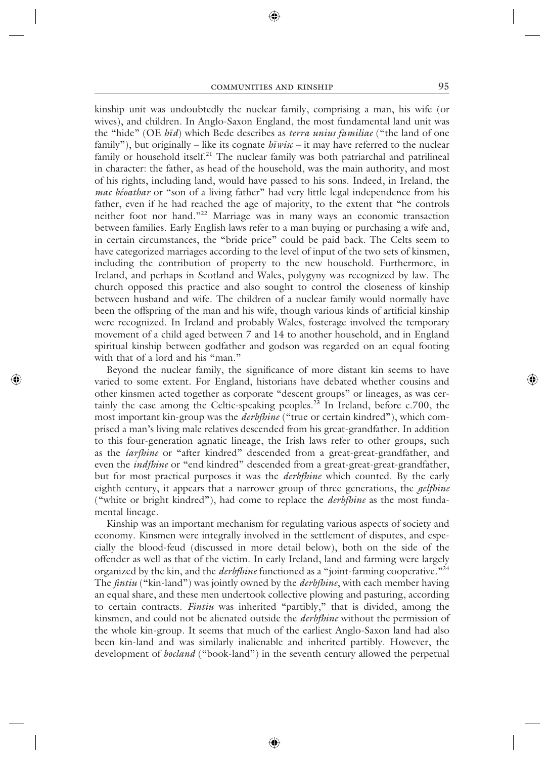kinship unit was undoubtedly the nuclear family, comprising a man, his wife (or wives), and children. In Anglo-Saxon England, the most fundamental land unit was the "hide" (OE *hīd*) which Bede describes as *terra unius familiae* ("the land of one family"), but originally – like its cognate *hīwisc* – it may have referred to the nuclear family or household itself.[21] The nuclear family was both patriarchal and patrilineal in character: the father, as head of the household, was the main authority, and most of his rights, including land, would have passed to his sons. Indeed, in Ireland, the *mac béoathar* or "son of a living father" had very little legal independence from his father, even if he had reached the age of majority, to the extent that "he controls neither foot nor hand."[22] Marriage was in many ways an economic transaction between families. Early English laws refer to a man buying or purchasing a wife and, in certain circumstances, the "bride price" could be paid back. The Celts seem to have categorized marriages according to the level of input of the two sets of kinsmen, including the contribution of property to the new household. Furthermore, in Ireland, and perhaps in Scotland and Wales, polygyny was recognized by law. The church opposed this practice and also sought to control the closeness of kinship between husband and wife. The children of a nuclear family would normally have been the offspring of the man and his wife, though various kinds of artificial kinship were recognized. In Ireland and probably Wales, fosterage involved the temporary movement of a child aged between 7 and 14 to another household, and in England spiritual kinship between godfather and godson was regarded on an equal footing with that of a lord and his "man."

Beyond the nuclear family, the significance of more distant kin seems to have varied to some extent. For England, historians have debated whether cousins and other kinsmen acted together as corporate "descent groups" or lineages, as was certainly the case among the Celtic-speaking peoples.[23] In Ireland, before c.700, the most important kin-group was the *derbfhine* ("true or certain kindred"), which comprised a man's living male relatives descended from his great-grandfather. In addition to this four-generation agnatic lineage, the Irish laws refer to other groups, such as the *íarfhine* or "after kindred" descended from a great-great-grandfather, and even the *indfhine* or "end kindred" descended from a great-great-great-grandfather, but for most practical purposes it was the *derbfhine* which counted. By the early eighth century, it appears that a narrower group of three generations, the *gelfhine* ("white or bright kindred"), had come to replace the *derbfhine* as the most fundamental lineage.

Kinship was an important mechanism for regulating various aspects of society and economy. Kinsmen were integrally involved in the settlement of disputes, and especially the blood-feud (discussed in more detail below), both on the side of the offender as well as that of the victim. In early Ireland, land and farming were largely organized by the kin, and the *derbfhine* functioned as a "joint-farming cooperative."[24] The *fintiu* ("kin-land") was jointly owned by the *derbfhine*, with each member having an equal share, and these men undertook collective plowing and pasturing, according to certain contracts. *Fintiu* was inherited "partibly," that is divided, among the kinsmen, and could not be alienated outside the *derbfhine* without the permission of the whole kin-group. It seems that much of the earliest Anglo-Saxon land had also been kin-land and was similarly inalienable and inherited partibly. However, the development of *bocland* ("book-land") in the seventh century allowed the perpetual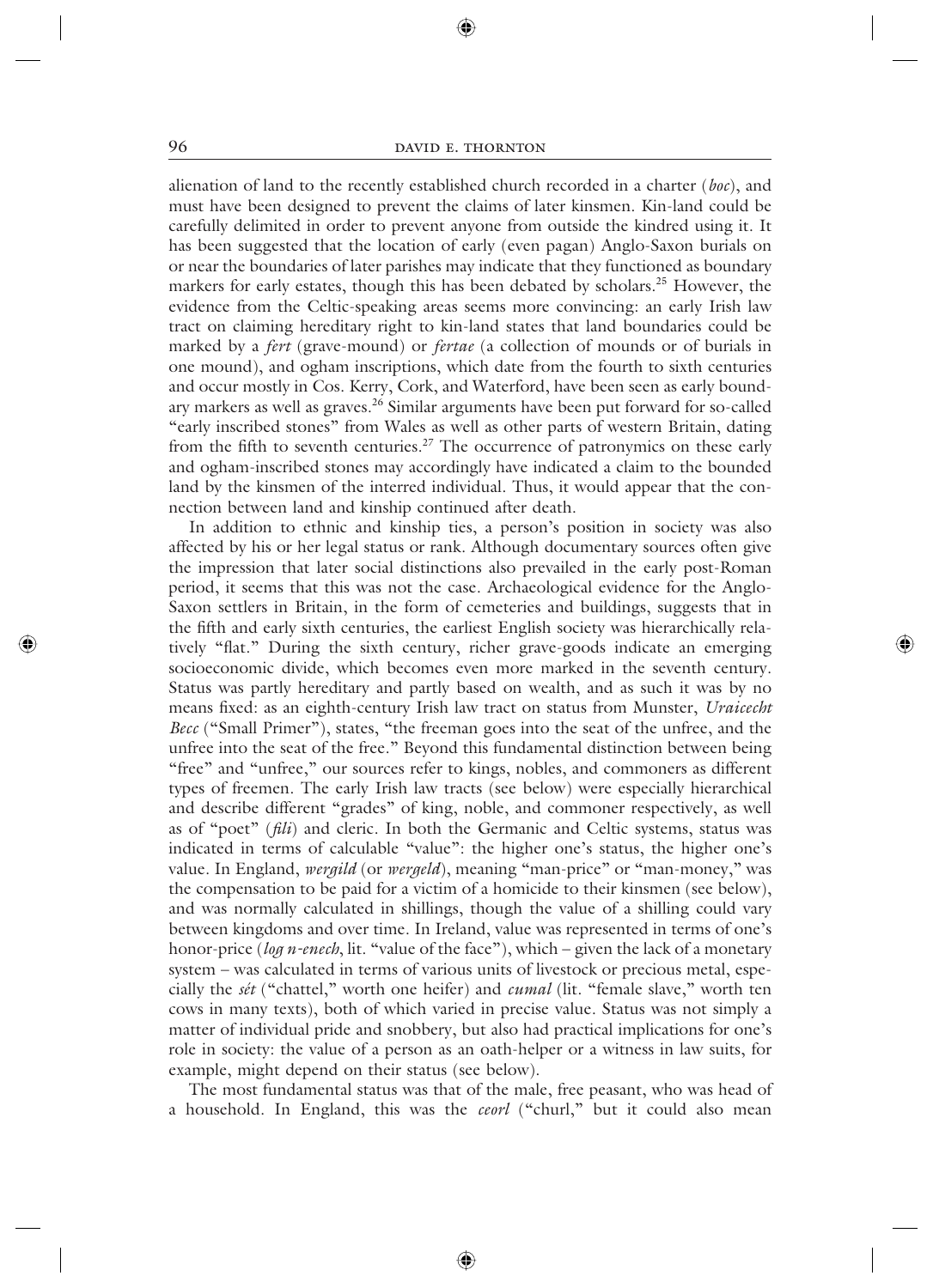alienation of land to the recently established church recorded in a charter (*boc*), and must have been designed to prevent the claims of later kinsmen. Kin-land could be carefully delimited in order to prevent anyone from outside the kindred using it. It has been suggested that the location of early (even pagan) Anglo-Saxon burials on or near the boundaries of later parishes may indicate that they functioned as boundary markers for early estates, though this has been debated by scholars.[25] However, the evidence from the Celtic-speaking areas seems more convincing: an early Irish law tract on claiming hereditary right to kin-land states that land boundaries could be marked by a *fert* (grave-mound) or *fertae* (a collection of mounds or of burials in one mound), and ogham inscriptions, which date from the fourth to sixth centuries and occur mostly in Cos. Kerry, Cork, and Waterford, have been seen as early boundary markers as well as graves.[26] Similar arguments have been put forward for so-called "early inscribed stones" from Wales as well as other parts of western Britain, dating from the fifth to seventh centuries.[27] The occurrence of patronymics on these early and ogham-inscribed stones may accordingly have indicated a claim to the bounded land by the kinsmen of the interred individual. Thus, it would appear that the connection between land and kinship continued after death.

In addition to ethnic and kinship ties, a person's position in society was also affected by his or her legal status or rank. Although documentary sources often give the impression that later social distinctions also prevailed in the early post-Roman period, it seems that this was not the case. Archaeological evidence for the Anglo-Saxon settlers in Britain, in the form of cemeteries and buildings, suggests that in the fifth and early sixth centuries, the earliest English society was hierarchically relatively "flat." During the sixth century, richer grave-goods indicate an emerging socioeconomic divide, which becomes even more marked in the seventh century. Status was partly hereditary and partly based on wealth, and as such it was by no means fixed: as an eighth-century Irish law tract on status from Munster, *Uraicecht Becc* ("Small Primer"), states, "the freeman goes into the seat of the unfree, and the unfree into the seat of the free." Beyond this fundamental distinction between being "free" and "unfree," our sources refer to kings, nobles, and commoners as different types of freemen. The early Irish law tracts (see below) were especially hierarchical and describe different "grades" of king, noble, and commoner respectively, as well as of "poet" (*fili*) and cleric. In both the Germanic and Celtic systems, status was indicated in terms of calculable "value": the higher one's status, the higher one's value. In England, *wergild* (or *wergeld*), meaning "man-price" or "man-money," was the compensation to be paid for a victim of a homicide to their kinsmen (see below), and was normally calculated in shillings, though the value of a shilling could vary between kingdoms and over time. In Ireland, value was represented in terms of one's honor-price (*log n-enech*, lit. "value of the face"), which – given the lack of a monetary system – was calculated in terms of various units of livestock or precious metal, especially the *sét* ("chattel," worth one heifer) and *cumal* (lit. "female slave," worth ten cows in many texts), both of which varied in precise value. Status was not simply a matter of individual pride and snobbery, but also had practical implications for one's role in society: the value of a person as an oath-helper or a witness in law suits, for example, might depend on their status (see below).

The most fundamental status was that of the male, free peasant, who was head of a household. In England, this was the *ceorl* ("churl," but it could also mean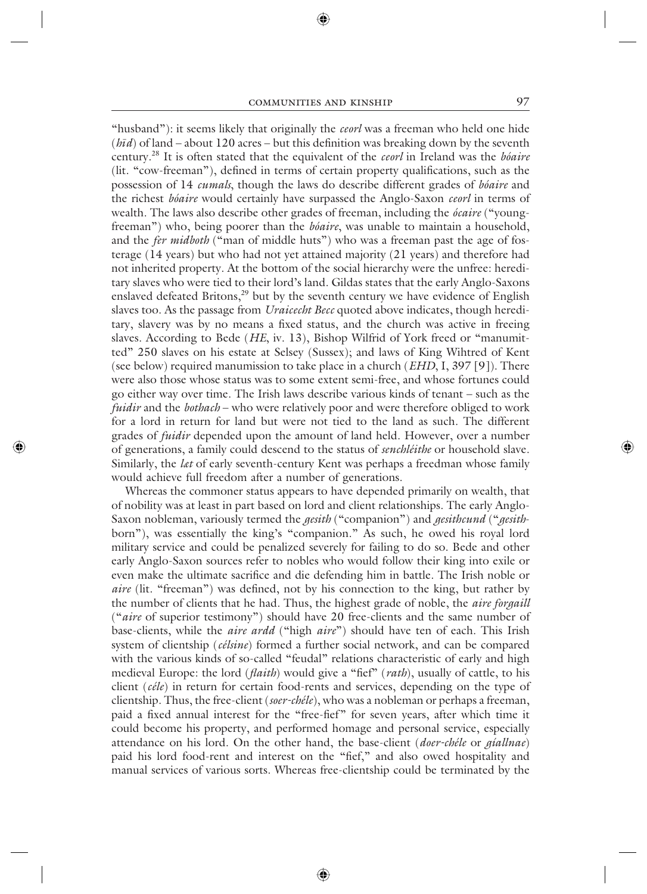"husband"): it seems likely that originally the *ceorl* was a freeman who held one hide (*hīd*) of land – about 120 acres – but this definition was breaking down by the seventh century.[28] It is often stated that the equivalent of the *ceorl* in Ireland was the *bóaire* (lit. "cow-freeman"), defined in terms of certain property qualifications, such as the possession of 14 *cumals*, though the laws do describe different grades of *bóaire* and the richest *bóaire* would certainly have surpassed the Anglo-Saxon *ceorl* in terms of wealth. The laws also describe other grades of freeman, including the *ócaire* ("young-freeman") who, being poorer than the *bóaire*, was unable to maintain a household, and the *fer midboth* ("man of middle huts") who was a freeman past the age of fosterage (14 years) but who had not yet attained majority (21 years) and therefore had not inherited property. At the bottom of the social hierarchy were the unfree: hereditary slaves who were tied to their lord's land. Gildas states that the early Anglo-Saxons enslaved defeated Britons,[29] but by the seventh century we have evidence of English slaves too. As the passage from *Uraicecht Becc* quoted above indicates, though hereditary, slavery was by no means a fixed status, and the church was active in freeing slaves. According to Bede (*HE*, iv. 13), Bishop Wilfrid of York freed or "manumitted" 250 slaves on his estate at Selsey (Sussex); and laws of King Wihtred of Kent (see below) required manumission to take place in a church (*EHD*, I, 397 [9]). There were also those whose status was to some extent semi-free, and whose fortunes could go either way over time. The Irish laws describe various kinds of tenant – such as the *fuidir* and the *bothach* – who were relatively poor and were therefore obliged to work for a lord in return for land but were not tied to the land as such. The different grades of *fuidir* depended upon the amount of land held. However, over a number of generations, a family could descend to the status of *senchléithe* or household slave. Similarly, the *læt* of early seventh-century Kent was perhaps a freedman whose family would achieve full freedom after a number of generations.

Whereas the commoner status appears to have depended primarily on wealth, that of nobility was at least in part based on lord and client relationships. The early Anglo-Saxon nobleman, variously termed the *gesith* ("companion") and *gesithcund* ("*gesith*-born"), was essentially the king's "companion." As such, he owed his royal lord military service and could be penalized severely for failing to do so. Bede and other early Anglo-Saxon sources refer to nobles who would follow their king into exile or even make the ultimate sacrifice and die defending him in battle. The Irish noble or *aire* (lit. "freeman") was defined, not by his connection to the king, but rather by the number of clients that he had. Thus, the highest grade of noble, the *aire forgaill* ("*aire* of superior testimony") should have 20 free-clients and the same number of base-clients, while the *aire ardd* ("high *aire*") should have ten of each. This Irish system of clientship (*célsine*) formed a further social network, and can be compared with the various kinds of so-called "feudal" relations characteristic of early and high medieval Europe: the lord (*flaith*) would give a "fief" (*rath*), usually of cattle, to his client (*céle*) in return for certain food-rents and services, depending on the type of clientship. Thus, the free-client (*soer-chéle*), who was a nobleman or perhaps a freeman, paid a fixed annual interest for the "free-fief" for seven years, after which time it could become his property, and performed homage and personal service, especially attendance on his lord. On the other hand, the base-client (*doer-chéle* or *gíallnae*) paid his lord food-rent and interest on the "fief," and also owed hospitality and manual services of various sorts. Whereas free-clientship could be terminated by the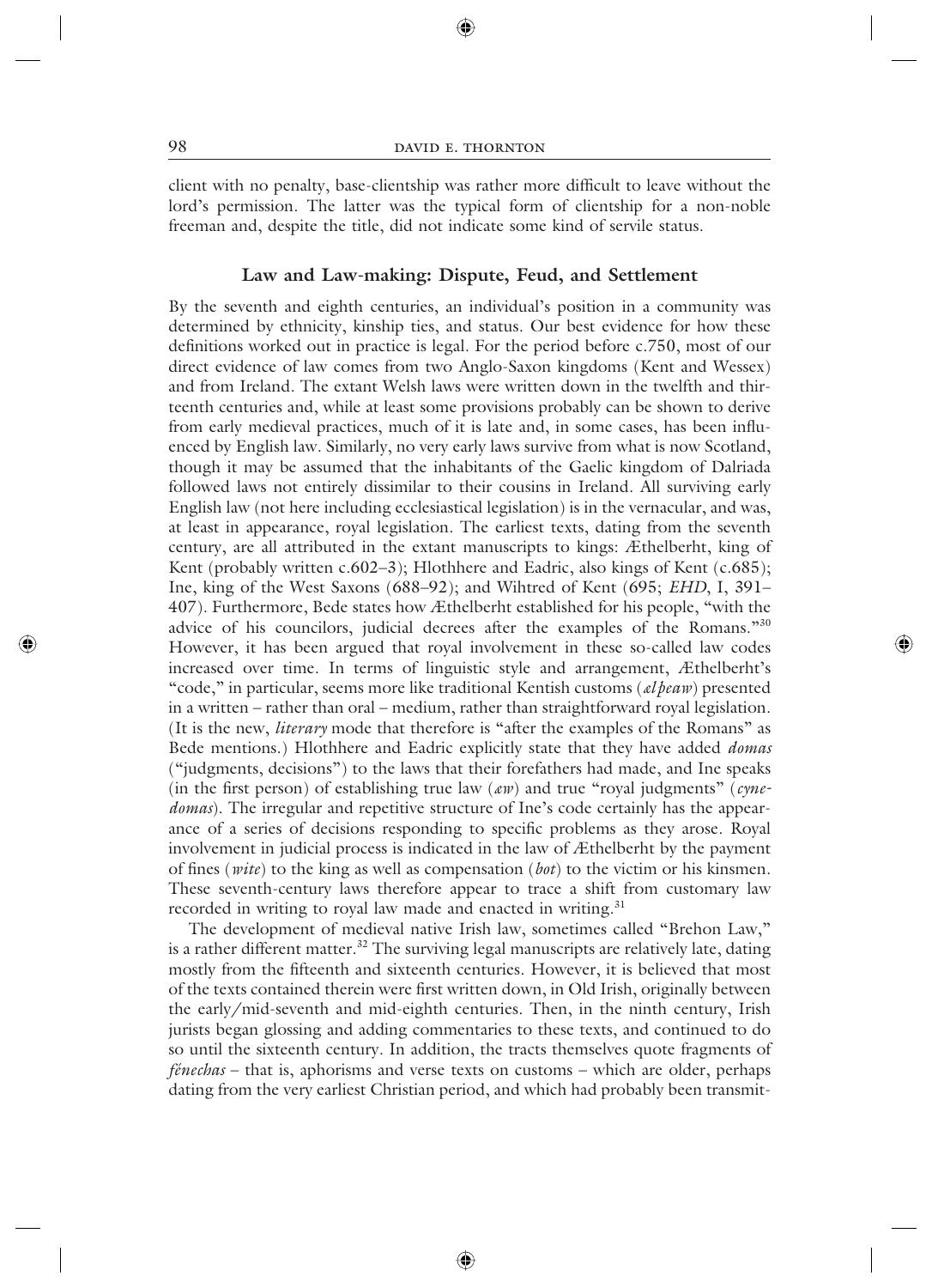client with no penalty, base-clientship was rather more difficult to leave without the lord's permission. The latter was the typical form of clientship for a non-noble freeman and, despite the title, did not indicate some kind of servile status.

## Law and Law-making: Dispute, Feud, and Settlement

By the seventh and eighth centuries, an individual's position in a community was determined by ethnicity, kinship ties, and status. Our best evidence for how these definitions worked out in practice is legal. For the period before c.750, most of our direct evidence of law comes from two Anglo-Saxon kingdoms (Kent and Wessex) and from Ireland. The extant Welsh laws were written down in the twelfth and thirteenth centuries and, while at least some provisions probably can be shown to derive from early medieval practices, much of it is late and, in some cases, has been influenced by English law. Similarly, no very early laws survive from what is now Scotland, though it may be assumed that the inhabitants of the Gaelic kingdom of Dalriada followed laws not entirely dissimilar to their cousins in Ireland. All surviving early English law (not here including ecclesiastical legislation) is in the vernacular, and was, at least in appearance, royal legislation. The earliest texts, dating from the seventh century, are all attributed in the extant manuscripts to kings: Æthelberht, king of Kent (probably written c.602–3); Hlothhere and Eadric, also kings of Kent (c.685); Ine, king of the West Saxons (688–92); and Wihtred of Kent (695; *EHD*, I, 391–407). Furthermore, Bede states how Æthelberht established for his people, "with the advice of his councilors, judicial decrees after the examples of the Romans."[30] However, it has been argued that royal involvement in these so-called law codes increased over time. In terms of linguistic style and arrangement, Æthelberht's "code," in particular, seems more like traditional Kentish customs (*ælþeaw*) presented in a written – rather than oral – medium, rather than straightforward royal legislation. (It is the new, *literary* mode that therefore is "after the examples of the Romans" as Bede mentions.) Hlothhere and Eadric explicitly state that they have added *domas* ("judgments, decisions") to the laws that their forefathers had made, and Ine speaks (in the first person) of establishing true law (*æw*) and true "royal judgments" (*cynedomas*). The irregular and repetitive structure of Ine's code certainly has the appearance of a series of decisions responding to specific problems as they arose. Royal involvement in judicial process is indicated in the law of Æthelberht by the payment of fines (*wite*) to the king as well as compensation (*bot*) to the victim or his kinsmen. These seventh-century laws therefore appear to trace a shift from customary law recorded in writing to royal law made and enacted in writing.[31]

The development of medieval native Irish law, sometimes called "Brehon Law," is a rather different matter.[32] The surviving legal manuscripts are relatively late, dating mostly from the fifteenth and sixteenth centuries. However, it is believed that most of the texts contained therein were first written down, in Old Irish, originally between the early/mid-seventh and mid-eighth centuries. Then, in the ninth century, Irish jurists began glossing and adding commentaries to these texts, and continued to do so until the sixteenth century. In addition, the tracts themselves quote fragments of *fénechas* – that is, aphorisms and verse texts on customs – which are older, perhaps dating from the very earliest Christian period, and which had probably been transmit-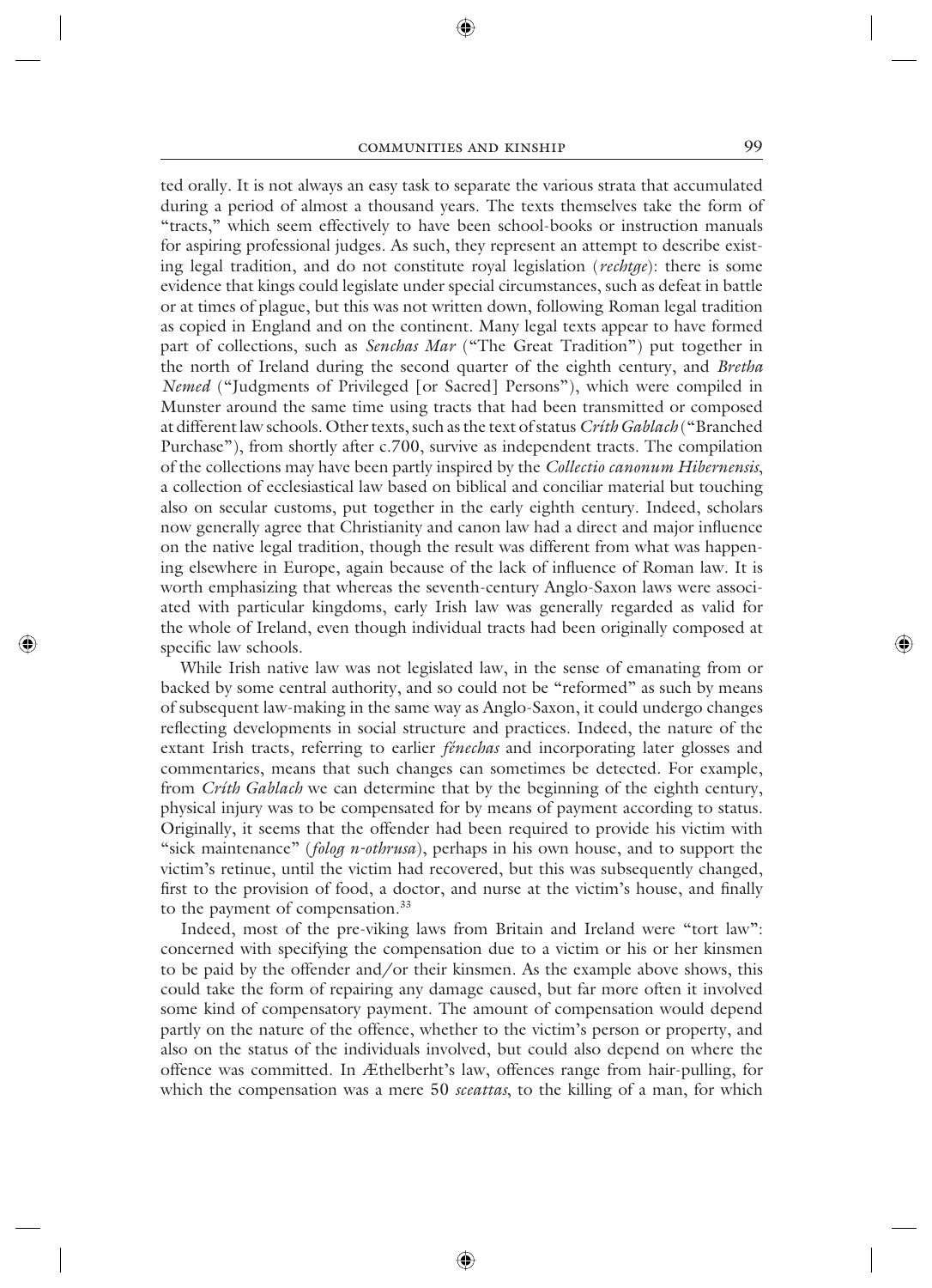ted orally. It is not always an easy task to separate the various strata that accumulated during a period of almost a thousand years. The texts themselves take the form of "tracts," which seem effectively to have been school-books or instruction manuals for aspiring professional judges. As such, they represent an attempt to describe existing legal tradition, and do not constitute royal legislation (*rechtge*): there is some evidence that kings could legislate under special circumstances, such as defeat in battle or at times of plague, but this was not written down, following Roman legal tradition as copied in England and on the continent. Many legal texts appear to have formed part of collections, such as *Senchas Mar* ("The Great Tradition") put together in the north of Ireland during the second quarter of the eighth century, and *Bretha Nemed* ("Judgments of Privileged [or Sacred] Persons"), which were compiled in Munster around the same time using tracts that had been transmitted or composed at different law schools. Other texts, such as the text of status *Críth Gablach* ("Branched Purchase"), from shortly after c.700, survive as independent tracts. The compilation of the collections may have been partly inspired by the *Collectio canonum Hibernensis*, a collection of ecclesiastical law based on biblical and conciliar material but touching also on secular customs, put together in the early eighth century. Indeed, scholars now generally agree that Christianity and canon law had a direct and major influence on the native legal tradition, though the result was different from what was happening elsewhere in Europe, again because of the lack of influence of Roman law. It is worth emphasizing that whereas the seventh-century Anglo-Saxon laws were associated with particular kingdoms, early Irish law was generally regarded as valid for the whole of Ireland, even though individual tracts had been originally composed at specific law schools.

While Irish native law was not legislated law, in the sense of emanating from or backed by some central authority, and so could not be "reformed" as such by means of subsequent law-making in the same way as Anglo-Saxon, it could undergo changes reflecting developments in social structure and practices. Indeed, the nature of the extant Irish tracts, referring to earlier *fénechas* and incorporating later glosses and commentaries, means that such changes can sometimes be detected. For example, from *Críth Gablach* we can determine that by the beginning of the eighth century, physical injury was to be compensated for by means of payment according to status. Originally, it seems that the offender had been required to provide his victim with "sick maintenance" (*folog n-othrusa*), perhaps in his own house, and to support the victim's retinue, until the victim had recovered, but this was subsequently changed, first to the provision of food, a doctor, and nurse at the victim's house, and finally to the payment of compensation.[33]

Indeed, most of the pre-viking laws from Britain and Ireland were "tort law": concerned with specifying the compensation due to a victim or his or her kinsmen to be paid by the offender and/or their kinsmen. As the example above shows, this could take the form of repairing any damage caused, but far more often it involved some kind of compensatory payment. The amount of compensation would depend partly on the nature of the offence, whether to the victim's person or property, and also on the status of the individuals involved, but could also depend on where the offence was committed. In Æthelberht's law, offences range from hair-pulling, for which the compensation was a mere 50 *sceattas*, to the killing of a man, for which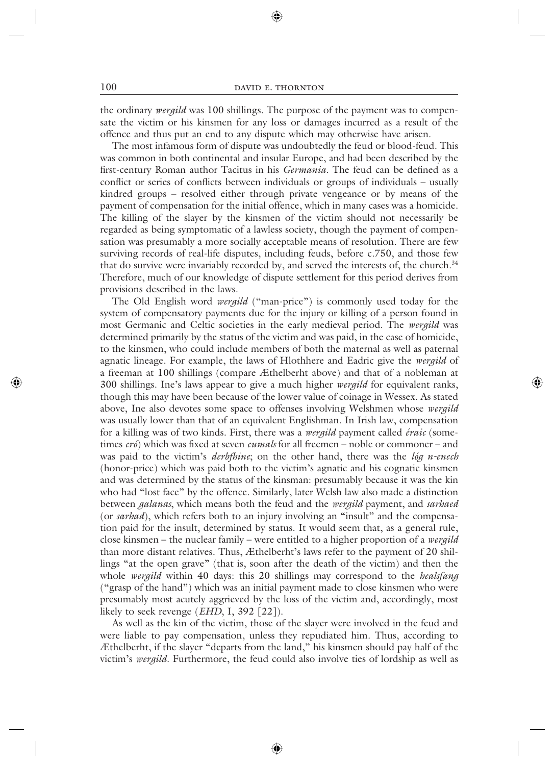the ordinary *wergild* was 100 shillings. The purpose of the payment was to compensate the victim or his kinsmen for any loss or damages incurred as a result of the offence and thus put an end to any dispute which may otherwise have arisen.

The most infamous form of dispute was undoubtedly the feud or blood-feud. This was common in both continental and insular Europe, and had been described by the first-century Roman author Tacitus in his *Germania*. The feud can be defined as a conflict or series of conflicts between individuals or groups of individuals – usually kindred groups – resolved either through private vengeance or by means of the payment of compensation for the initial offence, which in many cases was a homicide. The killing of the slayer by the kinsmen of the victim should not necessarily be regarded as being symptomatic of a lawless society, though the payment of compensation was presumably a more socially acceptable means of resolution. There are few surviving records of real-life disputes, including feuds, before c.750, and those few that do survive were invariably recorded by, and served the interests of, the church.[34] Therefore, much of our knowledge of dispute settlement for this period derives from provisions described in the laws.

The Old English word *wergild* ("man-price") is commonly used today for the system of compensatory payments due for the injury or killing of a person found in most Germanic and Celtic societies in the early medieval period. The *wergild* was determined primarily by the status of the victim and was paid, in the case of homicide, to the kinsmen, who could include members of both the maternal as well as paternal agnatic lineage. For example, the laws of Hlothhere and Eadric give the *wergild* of a freeman at 100 shillings (compare Æthelberht above) and that of a nobleman at 300 shillings. Ine's laws appear to give a much higher *wergild* for equivalent ranks, though this may have been because of the lower value of coinage in Wessex. As stated above, Ine also devotes some space to offenses involving Welshmen whose *wergild* was usually lower than that of an equivalent Englishman. In Irish law, compensation for a killing was of two kinds. First, there was a *wergild* payment called *éraic* (sometimes *cró*) which was fixed at seven *cumals* for all freemen – noble or commoner – and was paid to the victim's *derbfhine*; on the other hand, there was the *lóg n-enech* (honor-price) which was paid both to the victim's agnatic and his cognatic kinsmen and was determined by the status of the kinsman: presumably because it was the kin who had "lost face" by the offence. Similarly, later Welsh law also made a distinction between *galanas*, which means both the feud and the *wergild* payment, and *sarhaed* (or *sarhad*), which refers both to an injury involving an "insult" and the compensation paid for the insult, determined by status. It would seem that, as a general rule, close kinsmen – the nuclear family – were entitled to a higher proportion of a *wergild* than more distant relatives. Thus, Æthelberht's laws refer to the payment of 20 shillings "at the open grave" (that is, soon after the death of the victim) and then the whole *wergild* within 40 days: this 20 shillings may correspond to the *healsfang* ("grasp of the hand") which was an initial payment made to close kinsmen who were presumably most acutely aggrieved by the loss of the victim and, accordingly, most likely to seek revenge (*EHD*, I, 392 [22]).

As well as the kin of the victim, those of the slayer were involved in the feud and were liable to pay compensation, unless they repudiated him. Thus, according to Æthelberht, if the slayer "departs from the land," his kinsmen should pay half of the victim's *wergild*. Furthermore, the feud could also involve ties of lordship as well as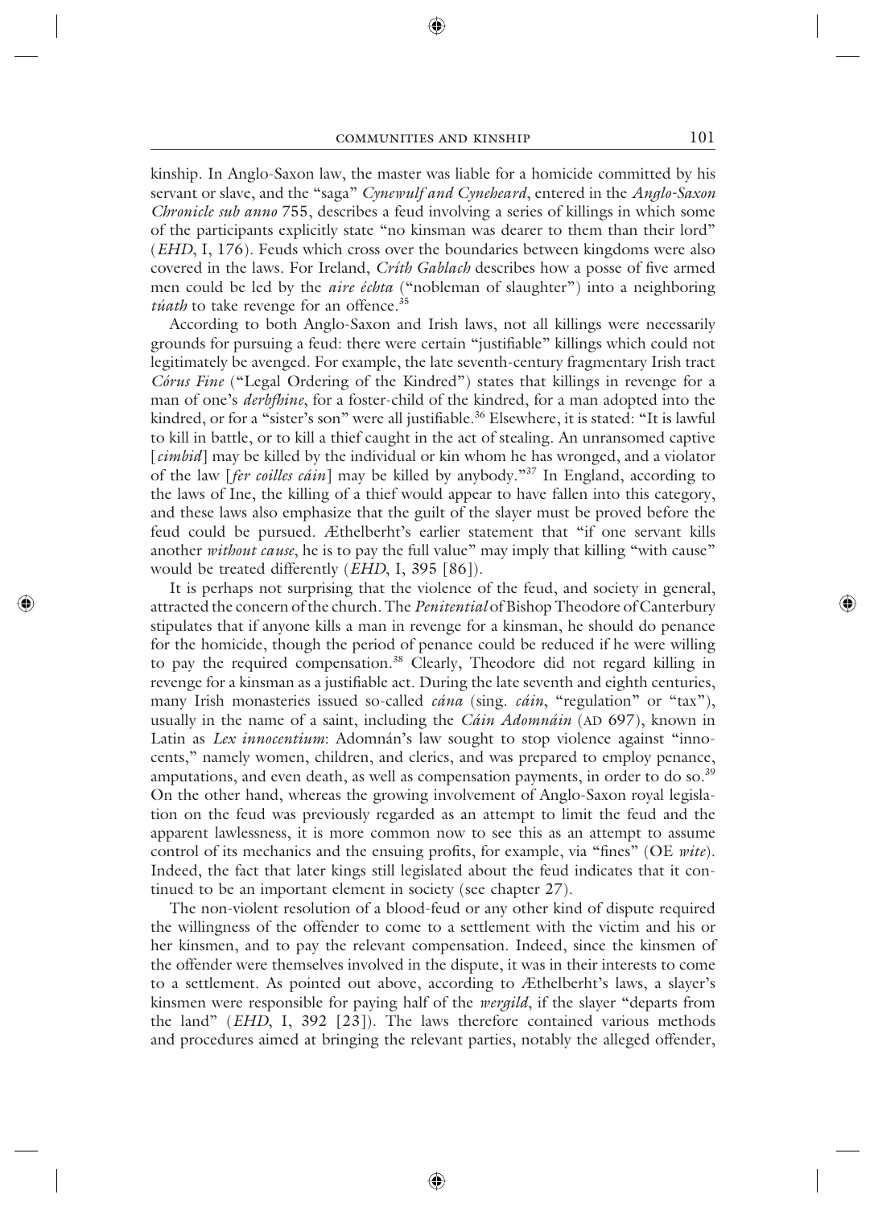kinship. In Anglo-Saxon law, the master was liable for a homicide committed by his servant or slave, and the "saga" *Cynewulf and Cyneheard*, entered in the *Anglo-Saxon Chronicle sub anno* 755, describes a feud involving a series of killings in which some of the participants explicitly state "no kinsman was dearer to them than their lord" (*EHD*, I, 176). Feuds which cross over the boundaries between kingdoms were also covered in the laws. For Ireland, *Críth Gablach* describes how a posse of five armed men could be led by the *aire échta* ("nobleman of slaughter") into a neighboring *túath* to take revenge for an offence.[35]

According to both Anglo-Saxon and Irish laws, not all killings were necessarily grounds for pursuing a feud: there were certain "justifiable" killings which could not legitimately be avenged. For example, the late seventh-century fragmentary Irish tract *Córus Fine* ("Legal Ordering of the Kindred") states that killings in revenge for a man of one's *derbfhine*, for a foster-child of the kindred, for a man adopted into the kindred, or for a "sister's son" were all justifiable.[36] Elsewhere, it is stated: "It is lawful to kill in battle, or to kill a thief caught in the act of stealing. An unransomed captive [*cimbid*] may be killed by the individual or kin whom he has wronged, and a violator of the law [*fer coilles cáin*] may be killed by anybody."[37] In England, according to the laws of Ine, the killing of a thief would appear to have fallen into this category, and these laws also emphasize that the guilt of the slayer must be proved before the feud could be pursued. Æthelberht's earlier statement that "if one servant kills another *without cause*, he is to pay the full value" may imply that killing "with cause" would be treated differently (*EHD*, I, 395 [86]).

It is perhaps not surprising that the violence of the feud, and society in general, attracted the concern of the church. The *Penitential* of Bishop Theodore of Canterbury stipulates that if anyone kills a man in revenge for a kinsman, he should do penance for the homicide, though the period of penance could be reduced if he were willing to pay the required compensation.[38] Clearly, Theodore did not regard killing in revenge for a kinsman as a justifiable act. During the late seventh and eighth centuries, many Irish monasteries issued so-called *cána* (sing. *cáin*, "regulation" or "tax"), usually in the name of a saint, including the *Cáin Adomnáin* (AD 697), known in Latin as *Lex innocentium*: Adomnán's law sought to stop violence against "innocents," namely women, children, and clerics, and was prepared to employ penance, amputations, and even death, as well as compensation payments, in order to do so.[39] On the other hand, whereas the growing involvement of Anglo-Saxon royal legislation on the feud was previously regarded as an attempt to limit the feud and the apparent lawlessness, it is more common now to see this as an attempt to assume control of its mechanics and the ensuing profits, for example, via "fines" (OE *wite*). Indeed, the fact that later kings still legislated about the feud indicates that it continued to be an important element in society (see chapter 27).

The non-violent resolution of a blood-feud or any other kind of dispute required the willingness of the offender to come to a settlement with the victim and his or her kinsmen, and to pay the relevant compensation. Indeed, since the kinsmen of the offender were themselves involved in the dispute, it was in their interests to come to a settlement. As pointed out above, according to Æthelberht's laws, a slayer's kinsmen were responsible for paying half of the *wergild*, if the slayer "departs from the land" (*EHD*, I, 392 [23]). The laws therefore contained various methods and procedures aimed at bringing the relevant parties, notably the alleged offender,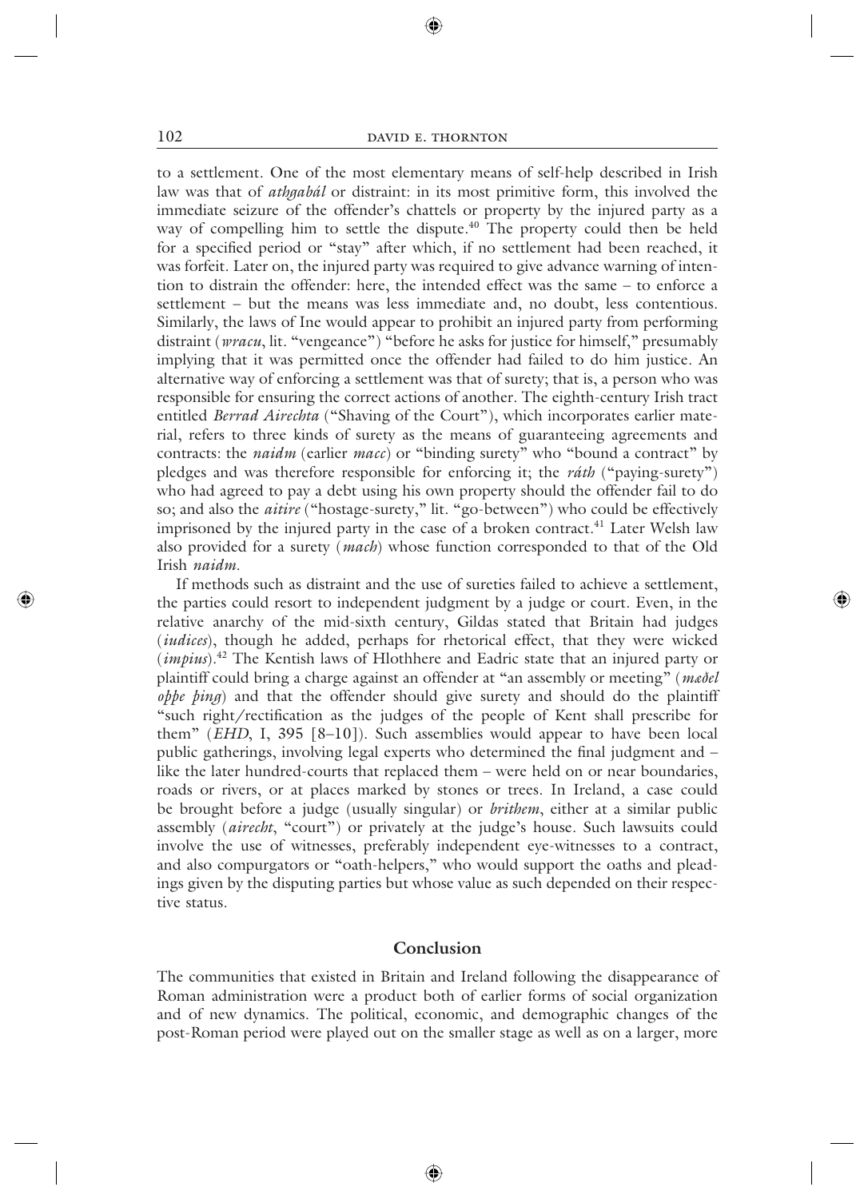to a settlement. One of the most elementary means of self-help described in Irish law was that of *athgabál* or distraint: in its most primitive form, this involved the immediate seizure of the offender's chattels or property by the injured party as a way of compelling him to settle the dispute.[40] The property could then be held for a specified period or "stay" after which, if no settlement had been reached, it was forfeit. Later on, the injured party was required to give advance warning of intention to distrain the offender: here, the intended effect was the same – to enforce a settlement – but the means was less immediate and, no doubt, less contentious. Similarly, the laws of Ine would appear to prohibit an injured party from performing distraint (*wracu*, lit. "vengeance") "before he asks for justice for himself," presumably implying that it was permitted once the offender had failed to do him justice. An alternative way of enforcing a settlement was that of surety; that is, a person who was responsible for ensuring the correct actions of another. The eighth-century Irish tract entitled *Berrad Airechta* ("Shaving of the Court"), which incorporates earlier material, refers to three kinds of surety as the means of guaranteeing agreements and contracts: the *naidm* (earlier *macc*) or "binding surety" who "bound a contract" by pledges and was therefore responsible for enforcing it; the *ráth* ("paying-surety") who had agreed to pay a debt using his own property should the offender fail to do so; and also the *aitire* ("hostage-surety," lit. "go-between") who could be effectively imprisoned by the injured party in the case of a broken contract.[41] Later Welsh law also provided for a surety (*mach*) whose function corresponded to that of the Old Irish *naidm*.

If methods such as distraint and the use of sureties failed to achieve a settlement, the parties could resort to independent judgment by a judge or court. Even, in the relative anarchy of the mid-sixth century, Gildas stated that Britain had judges (*iudices*), though he added, perhaps for rhetorical effect, that they were wicked (*impius*).[42] The Kentish laws of Hlothhere and Eadric state that an injured party or plaintiff could bring a charge against an offender at "an assembly or meeting" (*mædel oþþe þing*) and that the offender should give surety and should do the plaintiff "such right/rectification as the judges of the people of Kent shall prescribe for them" (*EHD*, I, 395 [8–10]). Such assemblies would appear to have been local public gatherings, involving legal experts who determined the final judgment and – like the later hundred-courts that replaced them – were held on or near boundaries, roads or rivers, or at places marked by stones or trees. In Ireland, a case could be brought before a judge (usually singular) or *brithem*, either at a similar public assembly (*airecht*, "court") or privately at the judge's house. Such lawsuits could involve the use of witnesses, preferably independent eye-witnesses to a contract, and also compurgators or "oath-helpers," who would support the oaths and pleadings given by the disputing parties but whose value as such depended on their respective status.

## Conclusion

The communities that existed in Britain and Ireland following the disappearance of Roman administration were a product both of earlier forms of social organization and of new dynamics. The political, economic, and demographic changes of the post-Roman period were played out on the smaller stage as well as on a larger, more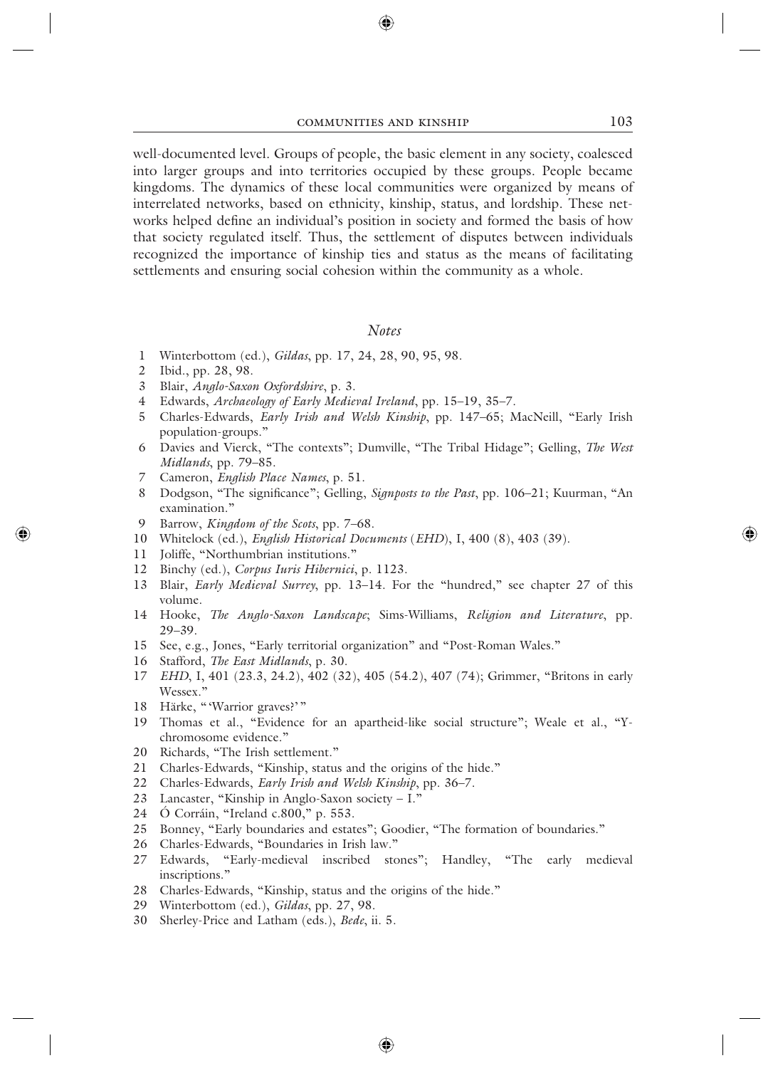well-documented level. Groups of people, the basic element in any society, coalesced into larger groups and into territories occupied by these groups. People became kingdoms. The dynamics of these local communities were organized by means of interrelated networks, based on ethnicity, kinship, status, and lordship. These networks helped define an individual's position in society and formed the basis of how that society regulated itself. Thus, the settlement of disputes between individuals recognized the importance of kinship ties and status as the means of facilitating settlements and ensuring social cohesion within the community as a whole.

## *Notes*

1. Winterbottom (ed.), *Gildas*, pp. 17, 24, 28, 90, 95, 98.
2. Ibid., pp. 28, 98.
3. Blair, *Anglo-Saxon Oxfordshire*, p. 3.
4. Edwards, *Archaeology of Early Medieval Ireland*, pp. 15–19, 35–7.
5. Charles-Edwards, *Early Irish and Welsh Kinship*, pp. 147–65; MacNeill, "Early Irish population-groups."
6. Davies and Vierck, "The contexts"; Dumville, "The Tribal Hidage"; Gelling, *The West Midlands*, pp. 79–85.
7. Cameron, *English Place Names*, p. 51.
8. Dodgson, "The significance"; Gelling, *Signposts to the Past*, pp. 106–21; Kuurman, "An examination."
9. Barrow, *Kingdom of the Scots*, pp. 7–68.
10. Whitelock (ed.), *English Historical Documents* (*EHD*), I, 400 (8), 403 (39).
11. Joliffe, "Northumbrian institutions."
12. Binchy (ed.), *Corpus Iuris Hibernici*, p. 1123.
13. Blair, *Early Medieval Surrey*, pp. 13–14. For the "hundred," see chapter 27 of this volume.
14. Hooke, *The Anglo-Saxon Landscape*; Sims-Williams, *Religion and Literature*, pp. 29–39.
15. See, e.g., Jones, "Early territorial organization" and "Post-Roman Wales."
16. Stafford, *The East Midlands*, p. 30.
17. *EHD*, I, 401 (23.3, 24.2), 402 (32), 405 (54.2), 407 (74); Grimmer, "Britons in early Wessex."
18. Härke, "'Warrior graves?'"
19. Thomas et al., "Evidence for an apartheid-like social structure"; Weale et al., "Y-chromosome evidence."
20. Richards, "The Irish settlement."
21. Charles-Edwards, "Kinship, status and the origins of the hide."
22. Charles-Edwards, *Early Irish and Welsh Kinship*, pp. 36–7.
23. Lancaster, "Kinship in Anglo-Saxon society – I."
24. Ó Corráin, "Ireland c.800," p. 553.
25. Bonney, "Early boundaries and estates"; Goodier, "The formation of boundaries."
26. Charles-Edwards, "Boundaries in Irish law."
27. Edwards, "Early-medieval inscribed stones"; Handley, "The early medieval inscriptions."
28. Charles-Edwards, "Kinship, status and the origins of the hide."
29. Winterbottom (ed.), *Gildas*, pp. 27, 98.
30. Sherley-Price and Latham (eds.), *Bede*, ii. 5.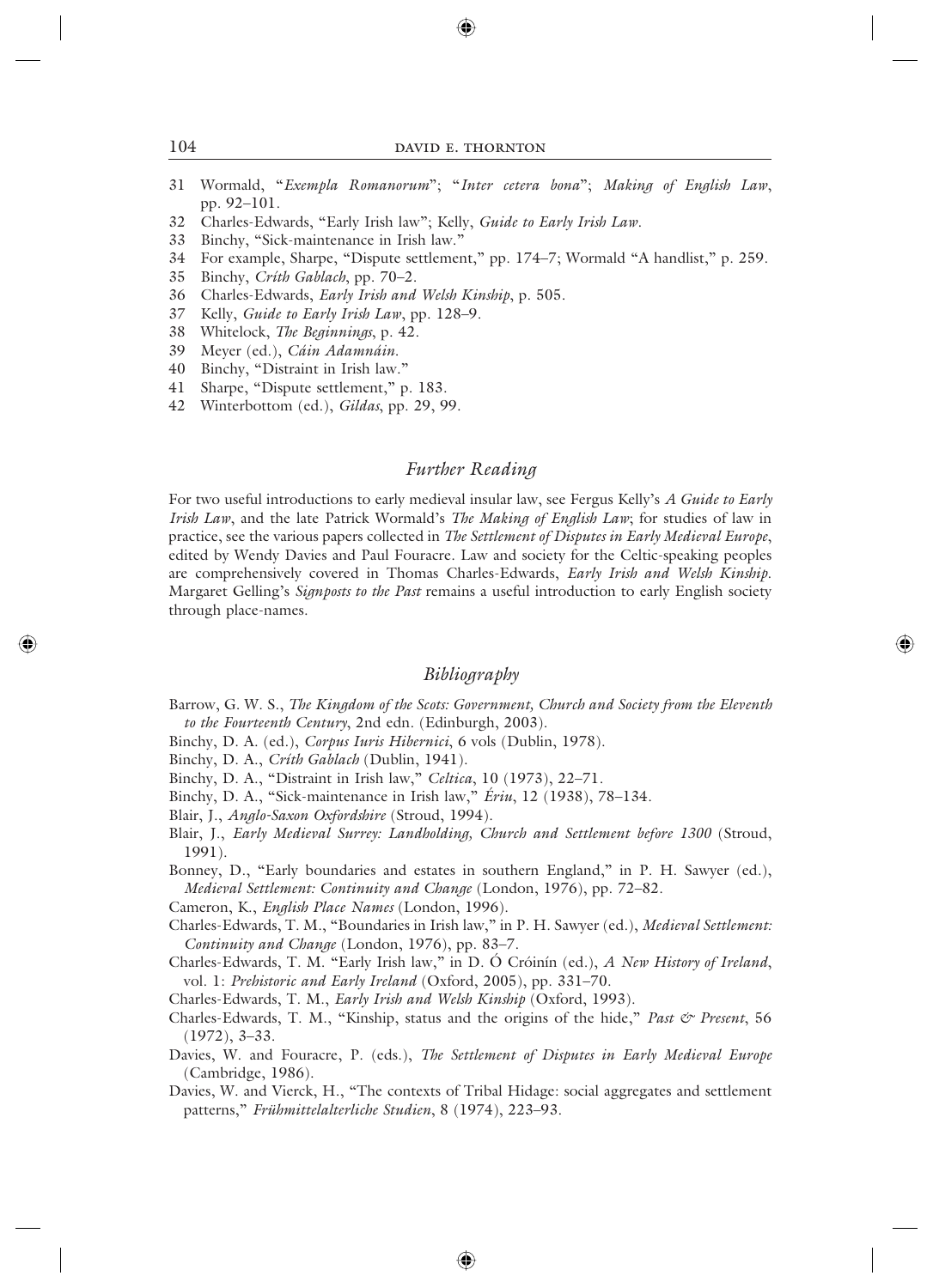31 Wormald, "*Exempla Romanorum*"; "*Inter cetera bona*"; *Making of English Law*, pp. 92–101.
32 Charles-Edwards, "Early Irish law"; Kelly, *Guide to Early Irish Law*.
33 Binchy, "Sick-maintenance in Irish law."
34 For example, Sharpe, "Dispute settlement," pp. 174–7; Wormald "A handlist," p. 259.
35 Binchy, *Críth Gablach*, pp. 70–2.
36 Charles-Edwards, *Early Irish and Welsh Kinship*, p. 505.
37 Kelly, *Guide to Early Irish Law*, pp. 128–9.
38 Whitelock, *The Beginnings*, p. 42.
39 Meyer (ed.), *Cáin Adamnáin*.
40 Binchy, "Distraint in Irish law."
41 Sharpe, "Dispute settlement," p. 183.
42 Winterbottom (ed.), *Gildas*, pp. 29, 99.

## *Further Reading*

For two useful introductions to early medieval insular law, see Fergus Kelly's *A Guide to Early Irish Law*, and the late Patrick Wormald's *The Making of English Law*; for studies of law in practice, see the various papers collected in *The Settlement of Disputes in Early Medieval Europe*, edited by Wendy Davies and Paul Fouracre. Law and society for the Celtic-speaking peoples are comprehensively covered in Thomas Charles-Edwards, *Early Irish and Welsh Kinship*. Margaret Gelling's *Signposts to the Past* remains a useful introduction to early English society through place-names.

## *Bibliography*

Barrow, G. W. S., *The Kingdom of the Scots: Government, Church and Society from the Eleventh to the Fourteenth Century*, 2nd edn. (Edinburgh, 2003).

Binchy, D. A. (ed.), *Corpus Iuris Hibernici*, 6 vols (Dublin, 1978).

Binchy, D. A., *Críth Gablach* (Dublin, 1941).

Binchy, D. A., "Distraint in Irish law," *Celtica*, 10 (1973), 22–71.

Binchy, D. A., "Sick-maintenance in Irish law," *Ériu*, 12 (1938), 78–134.

Blair, J., *Anglo-Saxon Oxfordshire* (Stroud, 1994).

Blair, J., *Early Medieval Surrey: Landholding, Church and Settlement before 1300* (Stroud, 1991).

Bonney, D., "Early boundaries and estates in southern England," in P. H. Sawyer (ed.), *Medieval Settlement: Continuity and Change* (London, 1976), pp. 72–82.

Cameron, K., *English Place Names* (London, 1996).

Charles-Edwards, T. M., "Boundaries in Irish law," in P. H. Sawyer (ed.), *Medieval Settlement: Continuity and Change* (London, 1976), pp. 83–7.

Charles-Edwards, T. M. "Early Irish law," in D. Ó Cróinín (ed.), *A New History of Ireland*, vol. 1: *Prehistoric and Early Ireland* (Oxford, 2005), pp. 331–70.

Charles-Edwards, T. M., *Early Irish and Welsh Kinship* (Oxford, 1993).

Charles-Edwards, T. M., "Kinship, status and the origins of the hide," *Past & Present*, 56 (1972), 3–33.

Davies, W. and Fouracre, P. (eds.), *The Settlement of Disputes in Early Medieval Europe* (Cambridge, 1986).

Davies, W. and Vierck, H., "The contexts of Tribal Hidage: social aggregates and settlement patterns," *Frühmittelalterliche Studien*, 8 (1974), 223–93.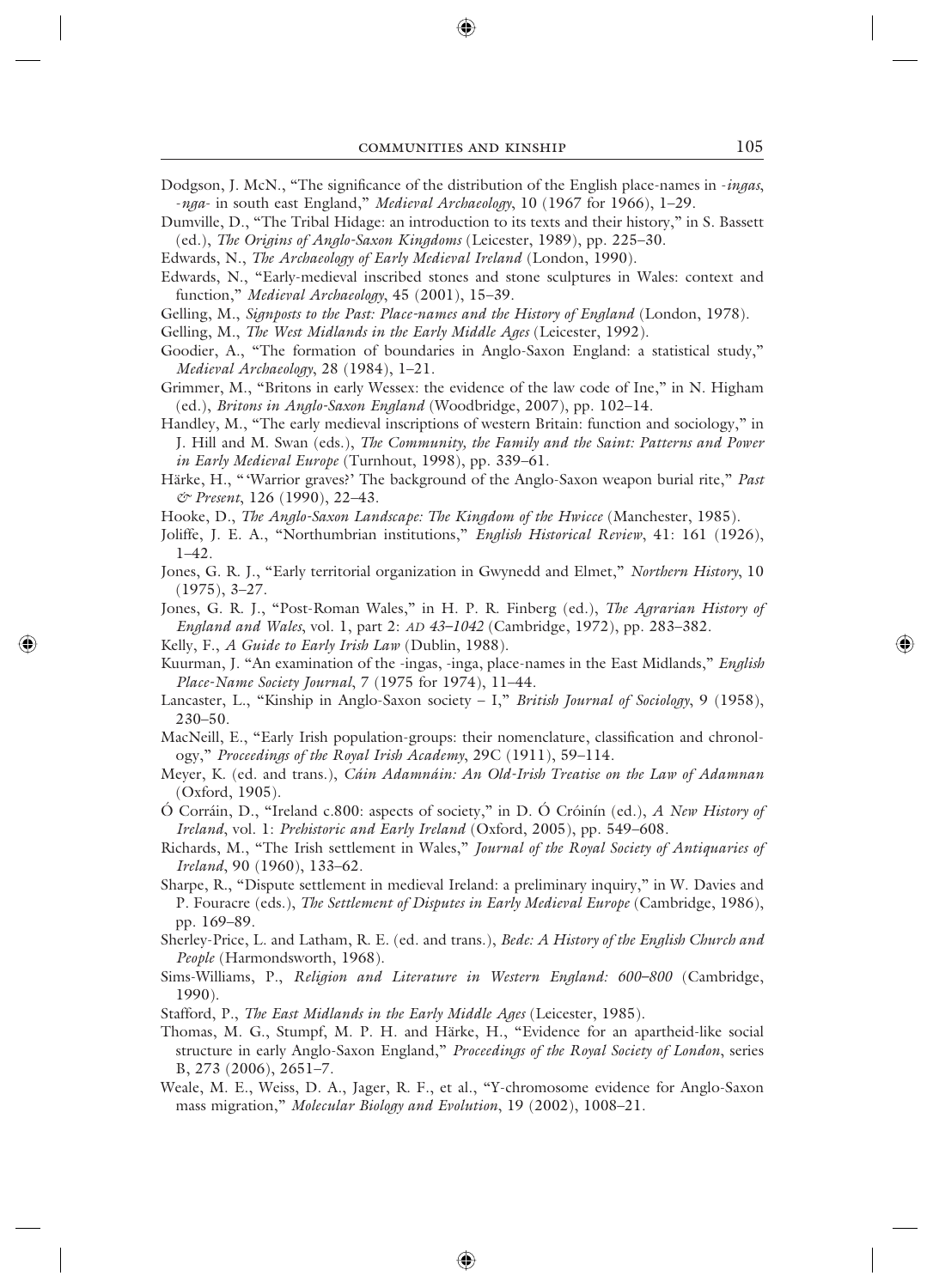Dodgson, J. McN., "The significance of the distribution of the English place-names in *-ingas*, *-nga-* in south east England," *Medieval Archaeology*, 10 (1967 for 1966), 1–29.

Dumville, D., "The Tribal Hidage: an introduction to its texts and their history," in S. Bassett (ed.), *The Origins of Anglo-Saxon Kingdoms* (Leicester, 1989), pp. 225–30.

Edwards, N., *The Archaeology of Early Medieval Ireland* (London, 1990).

Edwards, N., "Early-medieval inscribed stones and stone sculptures in Wales: context and function," *Medieval Archaeology*, 45 (2001), 15–39.

Gelling, M., *Signposts to the Past: Place-names and the History of England* (London, 1978).

Gelling, M., *The West Midlands in the Early Middle Ages* (Leicester, 1992).

Goodier, A., "The formation of boundaries in Anglo-Saxon England: a statistical study," *Medieval Archaeology*, 28 (1984), 1–21.

Grimmer, M., "Britons in early Wessex: the evidence of the law code of Ine," in N. Higham (ed.), *Britons in Anglo-Saxon England* (Woodbridge, 2007), pp. 102–14.

Handley, M., "The early medieval inscriptions of western Britain: function and sociology," in J. Hill and M. Swan (eds.), *The Community, the Family and the Saint: Patterns and Power in Early Medieval Europe* (Turnhout, 1998), pp. 339–61.

Härke, H., "'Warrior graves?' The background of the Anglo-Saxon weapon burial rite," *Past & Present*, 126 (1990), 22–43.

Hooke, D., *The Anglo-Saxon Landscape: The Kingdom of the Hwicce* (Manchester, 1985).

Joliffe, J. E. A., "Northumbrian institutions," *English Historical Review*, 41: 161 (1926), 1–42.

Jones, G. R. J., "Early territorial organization in Gwynedd and Elmet," *Northern History*, 10 (1975), 3–27.

Jones, G. R. J., "Post-Roman Wales," in H. P. R. Finberg (ed.), *The Agrarian History of England and Wales*, vol. 1, part 2: *AD 43–1042* (Cambridge, 1972), pp. 283–382.

Kelly, F., *A Guide to Early Irish Law* (Dublin, 1988).

Kuurman, J. "An examination of the -ingas, -inga, place-names in the East Midlands," *English Place-Name Society Journal*, 7 (1975 for 1974), 11–44.

Lancaster, L., "Kinship in Anglo-Saxon society – I," *British Journal of Sociology*, 9 (1958), 230–50.

MacNeill, E., "Early Irish population-groups: their nomenclature, classification and chronology," *Proceedings of the Royal Irish Academy*, 29C (1911), 59–114.

Meyer, K. (ed. and trans.), *Cáin Adamnáin: An Old-Irish Treatise on the Law of Adamnan* (Oxford, 1905).

Ó Corráin, D., "Ireland c.800: aspects of society," in D. Ó Cróinín (ed.), *A New History of Ireland*, vol. 1: *Prehistoric and Early Ireland* (Oxford, 2005), pp. 549–608.

Richards, M., "The Irish settlement in Wales," *Journal of the Royal Society of Antiquaries of Ireland*, 90 (1960), 133–62.

Sharpe, R., "Dispute settlement in medieval Ireland: a preliminary inquiry," in W. Davies and P. Fouracre (eds.), *The Settlement of Disputes in Early Medieval Europe* (Cambridge, 1986), pp. 169–89.

Sherley-Price, L. and Latham, R. E. (ed. and trans.), *Bede: A History of the English Church and People* (Harmondsworth, 1968).

Sims-Williams, P., *Religion and Literature in Western England: 600–800* (Cambridge, 1990).

Stafford, P., *The East Midlands in the Early Middle Ages* (Leicester, 1985).

Thomas, M. G., Stumpf, M. P. H. and Härke, H., "Evidence for an apartheid-like social structure in early Anglo-Saxon England," *Proceedings of the Royal Society of London*, series B, 273 (2006), 2651–7.

Weale, M. E., Weiss, D. A., Jager, R. F., et al., "Y-chromosome evidence for Anglo-Saxon mass migration," *Molecular Biology and Evolution*, 19 (2002), 1008–21.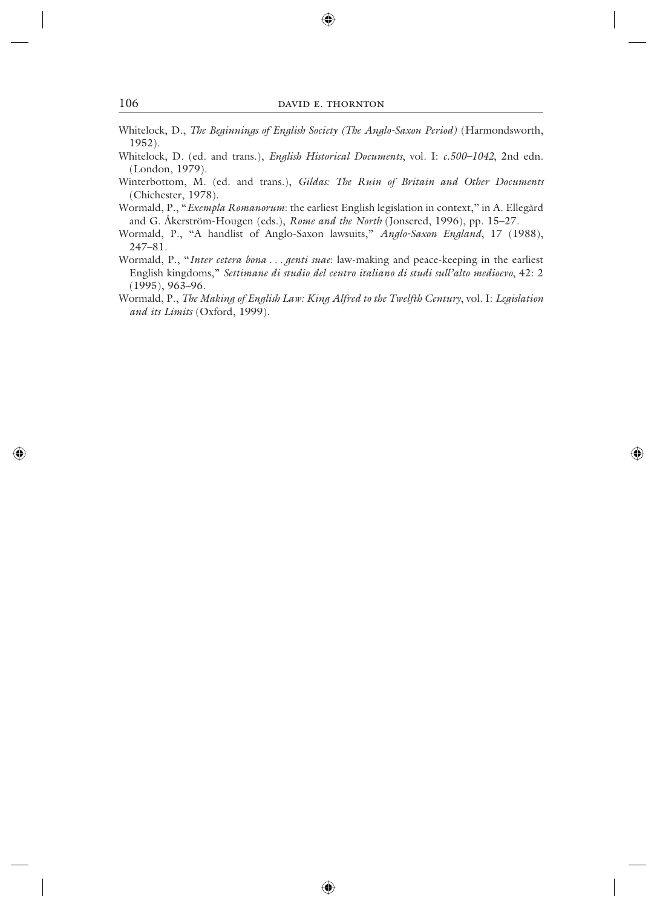Whitelock, D., *The Beginnings of English Society (The Anglo-Saxon Period)* (Harmondsworth, 1952).

Whitelock, D. (ed. and trans.), *English Historical Documents*, vol. I: *c.500–1042*, 2nd edn. (London, 1979).

Winterbottom, M. (ed. and trans.), *Gildas: The Ruin of Britain and Other Documents* (Chichester, 1978).

Wormald, P., "*Exempla Romanorum*: the earliest English legislation in context," in A. Ellegård and G. Åkerström-Hougen (eds.), *Rome and the North* (Jonsered, 1996), pp. 15–27.

Wormald, P., "A handlist of Anglo-Saxon lawsuits," *Anglo-Saxon England*, 17 (1988), 247–81.

Wormald, P., "*Inter cetera bona . . . genti suae*: law-making and peace-keeping in the earliest English kingdoms," *Settimane di studio del centro italiano di studi sull'alto medioevo*, 42: 2 (1995), 963–96.

Wormald, P., *The Making of English Law: King Alfred to the Twelfth Century*, vol. I: *Legislation and its Limits* (Oxford, 1999).